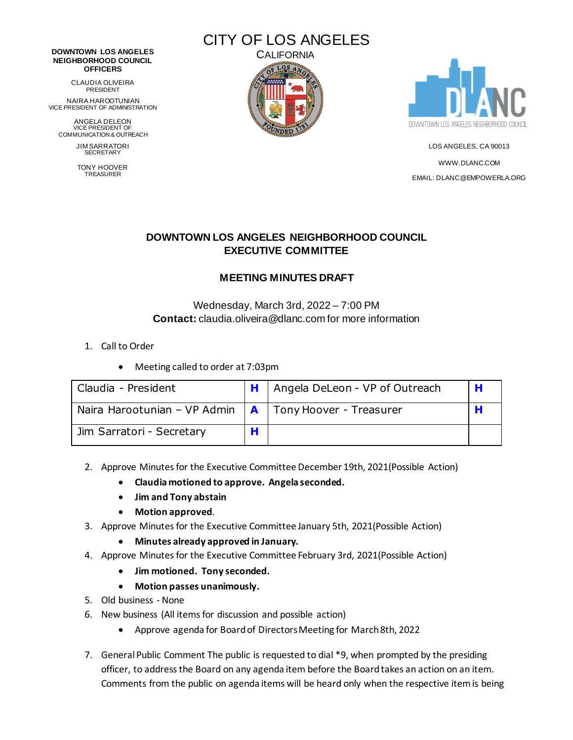**DOWNTOWN LOS ANGELES NEIGHBORHOOD COUNCIL OFFICERS**

CLAUDIA OLIVEIRA
PRESIDENT

NAIRA HAROOTUNIAN
VICE PRESIDENT OF ADMINISTRATION

ANGELA DELEON
VICE PRESIDENT OF COMMUNICATION & OUTREACH

JIM SARRATORI
SECRETARY

TONY HOOVER
TREASURER

CITY OF LOS ANGELES
CALIFORNIA

LOS ANGELES, CA 90013

WWW.DLANC.COM

EMAIL: DLANC@EMPOWERLA.ORG

## DOWNTOWN LOS ANGELES NEIGHBORHOOD COUNCIL EXECUTIVE COMMITTEE

### MEETING MINUTES DRAFT

Wednesday, March 3rd, 2022 – 7:00 PM
**Contact:** claudia.oliveira@dlanc.com for more information

1. Call to Order
   - Meeting called to order at 7:03pm

| Claudia - President | H | Angela DeLeon - VP of Outreach | H |
|---|---|---|---|
| Naira Harootunian – VP Admin | A | Tony Hoover - Treasurer | H |
| Jim Sarratori - Secretary | H | | |

2. Approve Minutes for the Executive Committee December 19th, 2021(Possible Action)
   - **Claudia motioned to approve. Angela seconded.**
   - **Jim and Tony abstain**
   - **Motion approved**.
3. Approve Minutes for the Executive Committee January 5th, 2021(Possible Action)
   - **Minutes already approved in January.**
4. Approve Minutes for the Executive Committee February 3rd, 2021(Possible Action)
   - **Jim motioned. Tony seconded.**
   - **Motion passes unanimously.**
5. Old business - None
6. New business (All items for discussion and possible action)
   - Approve agenda for Board of Directors Meeting for March 8th, 2022

7. General Public Comment The public is requested to dial *9, when prompted by the presiding officer, to address the Board on any agenda item before the Board takes an action on an item. Comments from the public on agenda items will be heard only when the respective item is being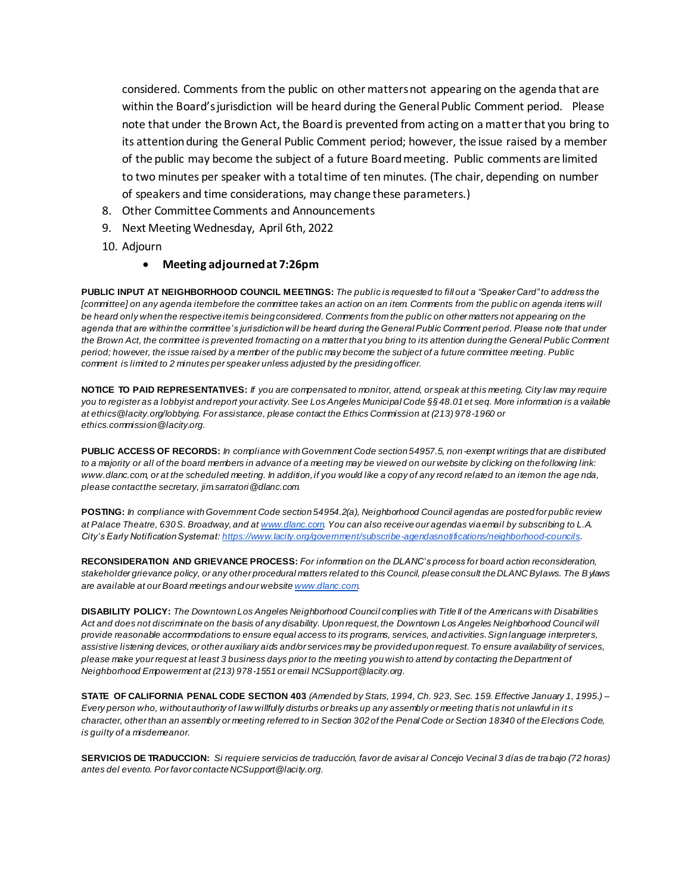considered. Comments from the public on other matters not appearing on the agenda that are within the Board's jurisdiction will be heard during the General Public Comment period. Please note that under the Brown Act, the Board is prevented from acting on a matter that you bring to its attention during the General Public Comment period; however, the issue raised by a member of the public may become the subject of a future Board meeting. Public comments are limited to two minutes per speaker with a total time of ten minutes. (The chair, depending on number of speakers and time considerations, may change these parameters.)

8. Other Committee Comments and Announcements
9. Next Meeting Wednesday, April 6th, 2022
10. Adjourn
    - **Meeting adjourned at 7:26pm**

**PUBLIC INPUT AT NEIGHBORHOOD COUNCIL MEETINGS:** *The public is requested to fill out a "Speaker Card" to address the [committee] on any agenda item before the committee takes an action on an item. Comments from the public on agenda items will be heard only when the respective item is being considered. Comments from the public on other matters not appearing on the agenda that are within the committee's jurisdiction will be heard during the General Public Comment period. Please note that under the Brown Act, the committee is prevented from acting on a matter that you bring to its attention during the General Public Comment period; however, the issue raised by a member of the public may become the subject of a future committee meeting. Public comment is limited to 2 minutes per speaker unless adjusted by the presiding officer.*

**NOTICE TO PAID REPRESENTATIVES:** *If you are compensated to monitor, attend, or speak at this meeting, City law may require you to register as a lobbyist and report your activity. See Los Angeles Municipal Code §§ 48.01 et seq. More information is available at ethics@lacity.org/lobbying. For assistance, please contact the Ethics Commission at (213) 978-1960 or ethics.commission@lacity.org.*

**PUBLIC ACCESS OF RECORDS:** *In compliance with Government Code section 54957.5, non-exempt writings that are distributed to a majority or all of the board members in advance of a meeting may be viewed on our website by clicking on the following link: www.dlanc.com, or at the scheduled meeting. In addition, if you would like a copy of any record related to an item on the agenda, please contact the secretary, jim.sarratori@dlanc.com.*

**POSTING:** *In compliance with Government Code section 54954.2(a), Neighborhood Council agendas are posted for public review at Palace Theatre, 630 S. Broadway, and at [www.dlanc.com](http://www.dlanc.com). You can also receive our agendas via email by subscribing to L.A. City's Early Notification System at: [https://www.lacity.org/government/subscribe-agendasnotifications/neighborhood-councils](https://www.lacity.org/government/subscribe-agendasnotifications/neighborhood-councils).*

**RECONSIDERATION AND GRIEVANCE PROCESS:** *For information on the DLANC's process for board action reconsideration, stakeholder grievance policy, or any other procedural matters related to this Council, please consult the DLANC Bylaws. The Bylaws are available at our Board meetings and our website [www.dlanc.com](http://www.dlanc.com).*

**DISABILITY POLICY:** *The Downtown Los Angeles Neighborhood Council complies with Title II of the Americans with Disabilities Act and does not discriminate on the basis of any disability. Upon request, the Downtown Los Angeles Neighborhood Council will provide reasonable accommodations to ensure equal access to its programs, services, and activities. Sign language interpreters, assistive listening devices, or other auxiliary aids and/or services may be provided upon request. To ensure availability of services, please make your request at least 3 business days prior to the meeting you wish to attend by contacting the Department of Neighborhood Empowerment at (213) 978-1551 or email NCSupport@lacity.org.*

**STATE OF CALIFORNIA PENAL CODE SECTION 403** *(Amended by Stats, 1994, Ch. 923, Sec. 159. Effective January 1, 1995.) – Every person who, without authority of law willfully disturbs or breaks up any assembly or meeting that is not unlawful in its character, other than an assembly or meeting referred to in Section 302 of the Penal Code or Section 18340 of the Elections Code, is guilty of a misdemeanor.*

**SERVICIOS DE TRADUCCION:** *Si requiere servicios de traducción, favor de avisar al Concejo Vecinal 3 días de trabajo (72 horas) antes del evento. Por favor contacte NCSupport@lacity.org.*